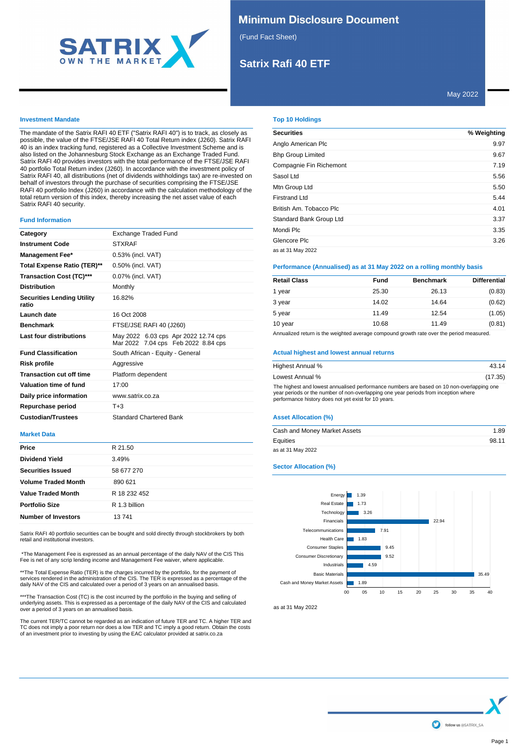# Minimum Disclosure Document

(Fund Fact Sheet)

## Satrix Rafi 40 ETF

May 2022

### Investment Mandate

The mandate of the Satrix RAFI 40 ETF ("Satrix RAFI 40") is to track, as closely as possible, the value of the FTSE/JSE RAFI 40 Total Return index (J260). Satrix RAFI 40 is an index tracking fund, registered as a Collective Investment Scheme and is also listed on the Johannesburg Stock Exchange as an Exchange Traded Fund. Satrix RAFI 40 provides investors with the total performance of the FTSE/JSE RAFI 40 portfolio Total Return index (J260). In accordance with the investment policy of Satrix RAFI 40, all distributions (net of dividends withholdings tax) are re-invested on behalf of investors through the purchase of securities comprising the FTSE/JSE RAFI 40 portfolio Index (J260) in accordance with the calculation methodology of the total return version of this index, thereby increasing the net asset value of each Satrix RAFI 40 security.

### Fund Information

| | |
|---|---|
| **Category** | Exchange Traded Fund |
| **Instrument Code** | STXRAF |
| **Management Fee*** | 0.53% (incl. VAT) |
| **Total Expense Ratio (TER)**** | 0.50% (incl. VAT) |
| **Transaction Cost (TC)***** | 0.07% (incl. VAT) |
| **Distribution** | Monthly |
| **Securities Lending Utility ratio** | 16.82% |
| **Launch date** | 16 Oct 2008 |
| **Benchmark** | FTSE/JSE RAFI 40 (J260) |
| **Last four distributions** | May 2022 6.03 cps Apr 2022 12.74 cps Mar 2022 7.04 cps Feb 2022 8.84 cps |
| **Fund Classification** | South African - Equity - General |
| **Risk profile** | Aggressive |
| **Transaction cut off time** | Platform dependent |
| **Valuation time of fund** | 17:00 |
| **Daily price information** | www.satrix.co.za |
| **Repurchase period** | T+3 |
| **Custodian/Trustees** | Standard Chartered Bank |

### Market Data

| | |
|---|---|
| **Price** | R 21.50 |
| **Dividend Yield** | 3.49% |
| **Securities Issued** | 58 677 270 |
| **Volume Traded Month** | 890 621 |
| **Value Traded Month** | R 18 232 452 |
| **Portfolio Size** | R 1.3 billion |
| **Number of Investors** | 13 741 |

Satrix RAFI 40 portfolio securities can be bought and sold directly through stockbrokers by both retail and institutional investors.

*The Management Fee is expressed as an annual percentage of the daily NAV of the CIS This Fee is net of any scrip lending income and Management Fee waiver, where applicable.

**The Total Expense Ratio (TER) is the charges incurred by the portfolio, for the payment of services rendered in the administration of the CIS. The TER is expressed as a percentage of the daily NAV of the CIS and calculated over a period of 3 years on an annualised basis.

***The Transaction Cost (TC) is the cost incurred by the portfolio in the buying and selling of underlying assets. This is expressed as a percentage of the daily NAV of the CIS and calculated over a period of 3 years on an annualised basis.

The current TER/TC cannot be regarded as an indication of future TER and TC. A higher TER and TC does not imply a poor return nor does a low TER and TC imply a good return. Obtain the costs of an investment prior to investing by using the EAC calculator provided at satrix.co.za

### Top 10 Holdings

| Securities | % Weighting |
|---|---|
| Anglo American Plc | 9.97 |
| Bhp Group Limited | 9.67 |
| Compagnie Fin Richemont | 7.19 |
| Sasol Ltd | 5.56 |
| Mtn Group Ltd | 5.50 |
| Firstrand Ltd | 5.44 |
| British Am. Tobacco Plc | 4.01 |
| Standard Bank Group Ltd | 3.37 |
| Mondi Plc | 3.35 |
| Glencore Plc | 3.26 |

as at 31 May 2022

### Performance (Annualised) as at 31 May 2022 on a rolling monthly basis

| Retail Class | Fund | Benchmark | Differential |
|---|---|---|---|
| 1 year | 25.30 | 26.13 | (0.83) |
| 3 year | 14.02 | 14.64 | (0.62) |
| 5 year | 11.49 | 12.54 | (1.05) |
| 10 year | 10.68 | 11.49 | (0.81) |

Annualized return is the weighted average compound growth rate over the period measured.

### Actual highest and lowest annual returns

| | |
|---|---|
| Highest Annual % | 43.14 |
| Lowest Annual % | (17.35) |

The highest and lowest annualised performance numbers are based on 10 non-overlapping one year periods or the number of non-overlapping one year periods from inception where performance history does not yet exist for 10 years.

### Asset Allocation (%)

| | |
|---|---|
| Cash and Money Market Assets | 1.89 |
| Equities | 98.11 |

as at 31 May 2022

### Sector Allocation (%)

| Sector | % |
|---|---|
| Energy | 1.39 |
| Real Estate | 1.73 |
| Technology | 3.26 |
| Financials | 22.94 |
| Telecommunications | 7.91 |
| Health Care | 1.83 |
| Consumer Staples | 9.45 |
| Consumer Discretionary | 9.52 |
| Industrials | 4.59 |
| Basic Materials | 35.49 |
| Cash and Money Market Assets | 1.89 |

as at 31 May 2022

follow us @SATRIX_SA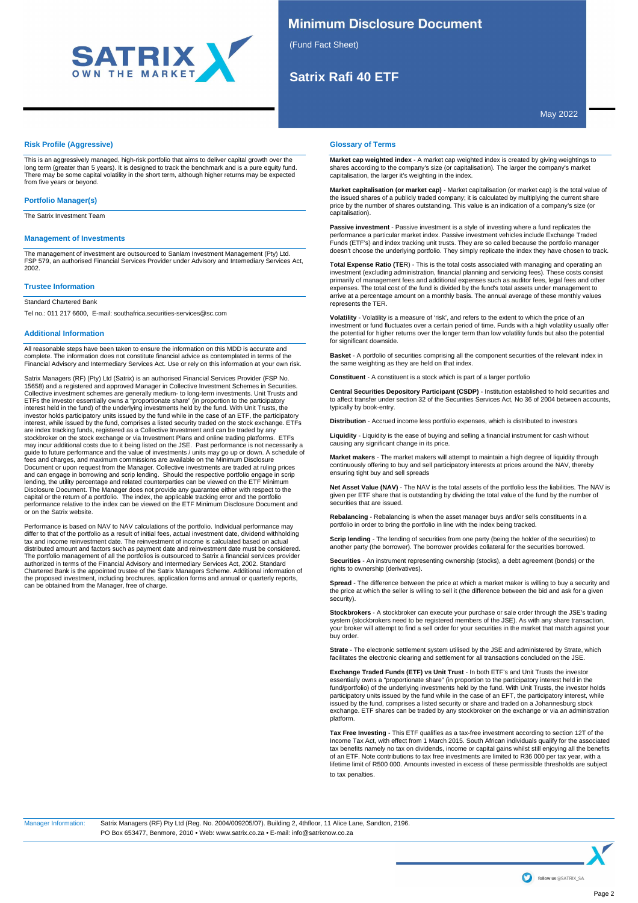# Minimum Disclosure Document

(Fund Fact Sheet)

## Satrix Rafi 40 ETF

May 2022

### Risk Profile (Aggressive)

This is an aggressively managed, high-risk portfolio that aims to deliver capital growth over the long term (greater than 5 years). It is designed to track the benchmark and is a pure equity fund. There may be some capital volatility in the short term, although higher returns may be expected from five years or beyond.

### Portfolio Manager(s)

The Satrix Investment Team

### Management of Investments

The management of investment are outsourced to Sanlam Investment Management (Pty) Ltd. FSP 579, an authorised Financial Services Provider under Advisory and Intemediary Services Act, 2002.

### Trustee Information

Standard Chartered Bank

Tel no.: 011 217 6600, E-mail: southafrica.securities-services@sc.com

### Additional Information

All reasonable steps have been taken to ensure the information on this MDD is accurate and complete. The information does not constitute financial advice as contemplated in terms of the Financial Advisory and Intermediary Services Act. Use or rely on this information at your own risk.

Satrix Managers (RF) (Pty) Ltd (Satrix) is an authorised Financial Services Provider (FSP No. 15658) and a registered and approved Manager in Collective Investment Schemes in Securities. Collective investment schemes are generally medium- to long-term investments. Unit Trusts and ETFs the investor essentially owns a "proportionate share" (in proportion to the participatory interest held in the fund) of the underlying investments held by the fund. With Unit Trusts, the investor holds participatory units issued by the fund while in the case of an ETF, the participatory interest, while issued by the fund, comprises a listed security traded on the stock exchange. ETFs are index tracking funds, registered as a Collective Investment and can be traded by any stockbroker on the stock exchange or via Investment Plans and online trading platforms. ETFs may incur additional costs due to it being listed on the JSE. Past performance is not necessarily a guide to future performance and the value of investments / units may go up or down. A schedule of fees and charges, and maximum commissions are available on the Minimum Disclosure Document or upon request from the Manager. Collective investments are traded at ruling prices and can engage in borrowing and scrip lending. Should the respective portfolio engage in scrip lending, the utility percentage and related counterparties can be viewed on the ETF Minimum Disclosure Document. The Manager does not provide any guarantee either with respect to the capital or the return of a portfolio. The index, the applicable tracking error and the portfolio performance relative to the index can be viewed on the ETF Minimum Disclosure Document and or on the Satrix website.

Performance is based on NAV to NAV calculations of the portfolio. Individual performance may differ to that of the portfolio as a result of initial fees, actual investment date, dividend withholding tax and income reinvestment date. The reinvestment of income is calculated based on actual distributed amount and factors such as payment date and reinvestment date must be considered. The portfolio management of all the portfolios is outsourced to Satrix a financial services provider authorized in terms of the Financial Advisory and Intermediary Services Act, 2002. Standard Chartered Bank is the appointed trustee of the Satrix Managers Scheme. Additional information of the proposed investment, including brochures, application forms and annual or quarterly reports, can be obtained from the Manager, free of charge.

### Glossary of Terms

**Market cap weighted index** - A market cap weighted index is created by giving weightings to shares according to the company's size (or capitalisation). The larger the company's market capitalisation, the larger it's weighting in the index.

**Market capitalisation (or market cap)** - Market capitalisation (or market cap) is the total value of the issued shares of a publicly traded company; it is calculated by multiplying the current share price by the number of shares outstanding. This value is an indication of a company's size (or capitalisation).

**Passive investment** - Passive investment is a style of investing where a fund replicates the performance a particular market index. Passive investment vehicles include Exchange Traded Funds (ETF's) and index tracking unit trusts. They are so called because the portfolio manager doesn't choose the underlying portfolio. They simply replicate the index they have chosen to track.

**Total Expense Ratio (TER)** - This is the total costs associated with managing and operating an investment (excluding administration, financial planning and servicing fees). These costs consist primarily of management fees and additional expenses such as auditor fees, legal fees and other expenses. The total cost of the fund is divided by the fund's total assets under management to arrive at a percentage amount on a monthly basis. The annual average of these monthly values represents the TER.

**Volatility** - Volatility is a measure of 'risk', and refers to the extent to which the price of an investment or fund fluctuates over a certain period of time. Funds with a high volatility usually offer the potential for higher returns over the longer term than low volatility funds but also the potential for significant downside.

**Basket** - A portfolio of securities comprising all the component securities of the relevant index in the same weighting as they are held on that index.

**Constituent** - A constituent is a stock which is part of a larger portfolio

**Central Securities Depository Participant (CSDP)** - Institution established to hold securities and to affect transfer under section 32 of the Securities Services Act, No 36 of 2004 between accounts, typically by book-entry.

**Distribution** - Accrued income less portfolio expenses, which is distributed to investors

**Liquidity** - Liquidity is the ease of buying and selling a financial instrument for cash without causing any significant change in its price.

**Market makers** - The market makers will attempt to maintain a high degree of liquidity through continuously offering to buy and sell participatory interests at prices around the NAV, thereby ensuring tight buy and sell spreads

**Net Asset Value (NAV)** - The NAV is the total assets of the portfolio less the liabilities. The NAV is given per ETF share that is outstanding by dividing the total value of the fund by the number of securities that are issued.

**Rebalancing** - Rebalancing is when the asset manager buys and/or sells constituents in a portfolio in order to bring the portfolio in line with the index being tracked.

**Scrip lending** - The lending of securities from one party (being the holder of the securities) to another party (the borrower). The borrower provides collateral for the securities borrowed.

**Securities** - An instrument representing ownership (stocks), a debt agreement (bonds) or the rights to ownership (derivatives).

**Spread** - The difference between the price at which a market maker is willing to buy a security and the price at which the seller is willing to sell it (the difference between the bid and ask for a given security).

**Stockbrokers** - A stockbroker can execute your purchase or sale order through the JSE's trading system (stockbrokers need to be registered members of the JSE). As with any share transaction, your broker will attempt to find a sell order for your securities in the market that match against your buy order.

**Strate** - The electronic settlement system utilised by the JSE and administered by Strate, which facilitates the electronic clearing and settlement for all transactions concluded on the JSE.

**Exchange Traded Funds (ETF) vs Unit Trust** - In both ETF's and Unit Trusts the investor essentially owns a "proportionate share" (in proportion to the participatory interest held in the fund/portfolio) of the underlying investments held by the fund. With Unit Trusts, the investor holds participatory units issued by the fund while in the case of an EFT, the participatory interest, while issued by the fund, comprises a listed security or share and traded on a Johannesburg stock exchange. ETF shares can be traded by any stockbroker on the exchange or via an administration platform.

**Tax Free Investing** - This ETF qualifies as a tax-free investment according to section 12T of the Income Tax Act, with effect from 1 March 2015. South African individuals qualify for the associated tax benefits namely no tax on dividends, income or capital gains whilst still enjoying all the benefits of an ETF. Note contributions to tax free investments are limited to R36 000 per tax year, with a lifetime limit of R500 000. Amounts invested in excess of these permissible thresholds are subject to tax penalties.

Manager Information: Satrix Managers (RF) Pty Ltd (Reg. No. 2004/009205/07). Building 2, 4thfloor, 11 Alice Lane, Sandton, 2196.
PO Box 653477, Benmore, 2010 • Web: www.satrix.co.za • E-mail: info@satrixnow.co.za

follow us @SATRIX_SA